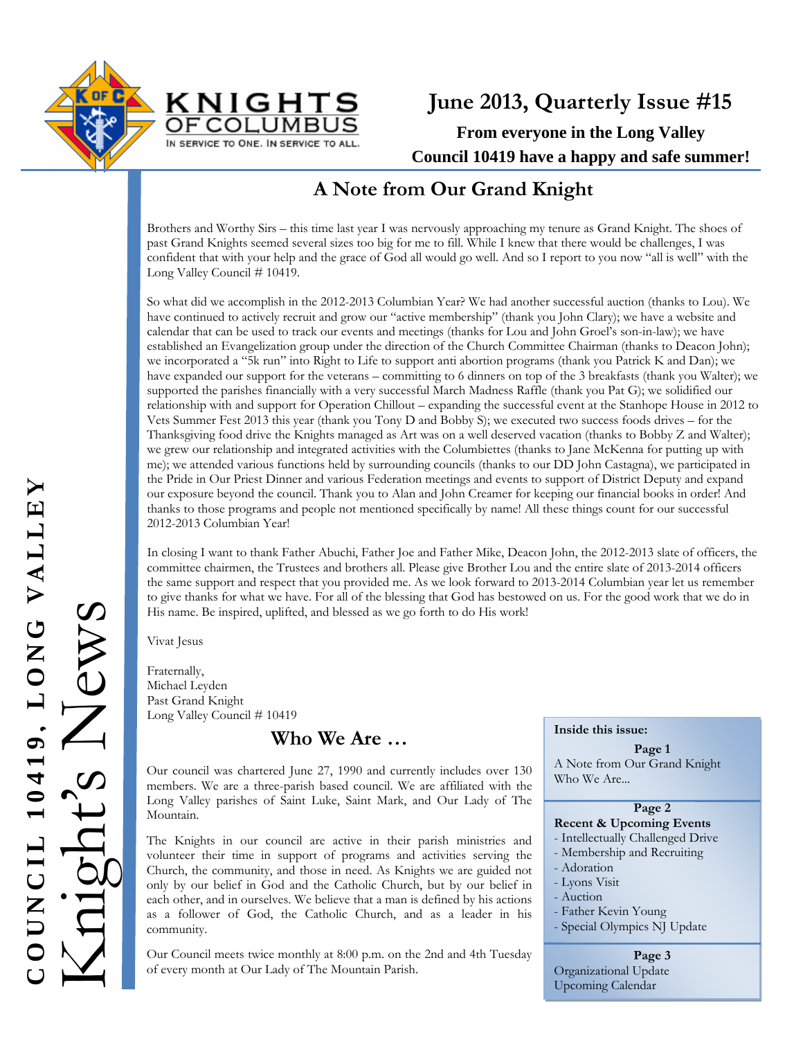KNIGHTS OF COLUMBUS

IN SERVICE TO ONE. IN SERVICE TO ALL.

# June 2013, Quarterly Issue #15

**From everyone in the Long Valley Council 10419 have a happy and safe summer!**

COUNCIL 10419, LONG VALLEY

Knight's News

## A Note from Our Grand Knight

Brothers and Worthy Sirs – this time last year I was nervously approaching my tenure as Grand Knight. The shoes of past Grand Knights seemed several sizes too big for me to fill. While I knew that there would be challenges, I was confident that with your help and the grace of God all would go well. And so I report to you now "all is well" with the Long Valley Council # 10419.

So what did we accomplish in the 2012-2013 Columbian Year? We had another successful auction (thanks to Lou). We have continued to actively recruit and grow our "active membership" (thank you John Clary); we have a website and calendar that can be used to track our events and meetings (thanks for Lou and John Groel's son-in-law); we have established an Evangelization group under the direction of the Church Committee Chairman (thanks to Deacon John); we incorporated a "5k run" into Right to Life to support anti abortion programs (thank you Patrick K and Dan); we have expanded our support for the veterans – committing to 6 dinners on top of the 3 breakfasts (thank you Walter); we supported the parishes financially with a very successful March Madness Raffle (thank you Pat G); we solidified our relationship with and support for Operation Chillout – expanding the successful event at the Stanhope House in 2012 to Vets Summer Fest 2013 this year (thank you Tony D and Bobby S); we executed two success foods drives – for the Thanksgiving food drive the Knights managed as Art was on a well deserved vacation (thanks to Bobby Z and Walter); we grew our relationship and integrated activities with the Columbiettes (thanks to Jane McKenna for putting up with me); we attended various functions held by surrounding councils (thanks to our DD John Castagna), we participated in the Pride in Our Priest Dinner and various Federation meetings and events to support of District Deputy and expand our exposure beyond the council. Thank you to Alan and John Creamer for keeping our financial books in order! And thanks to those programs and people not mentioned specifically by name! All these things count for our successful 2012-2013 Columbian Year!

In closing I want to thank Father Abuchi, Father Joe and Father Mike, Deacon John, the 2012-2013 slate of officers, the committee chairmen, the Trustees and brothers all. Please give Brother Lou and the entire slate of 2013-2014 officers the same support and respect that you provided me. As we look forward to 2013-2014 Columbian year let us remember to give thanks for what we have. For all of the blessing that God has bestowed on us. For the good work that we do in His name. Be inspired, uplifted, and blessed as we go forth to do His work!

Vivat Jesus

Fraternally,
Michael Leyden
Past Grand Knight
Long Valley Council # 10419

## Who We Are …

Our council was chartered June 27, 1990 and currently includes over 130 members. We are a three-parish based council. We are affiliated with the Long Valley parishes of Saint Luke, Saint Mark, and Our Lady of The Mountain.

The Knights in our council are active in their parish ministries and volunteer their time in support of programs and activities serving the Church, the community, and those in need. As Knights we are guided not only by our belief in God and the Catholic Church, but by our belief in each other, and in ourselves. We believe that a man is defined by his actions as a follower of God, the Catholic Church, and as a leader in his community.

Our Council meets twice monthly at 8:00 p.m. on the 2nd and 4th Tuesday of every month at Our Lady of The Mountain Parish.

**Inside this issue:**

**Page 1**
A Note from Our Grand Knight
Who We Are...

**Page 2**
**Recent & Upcoming Events**
- Intellectually Challenged Drive
- Membership and Recruiting
- Adoration
- Lyons Visit
- Auction
- Father Kevin Young
- Special Olympics NJ Update

**Page 3**
Organizational Update
Upcoming Calendar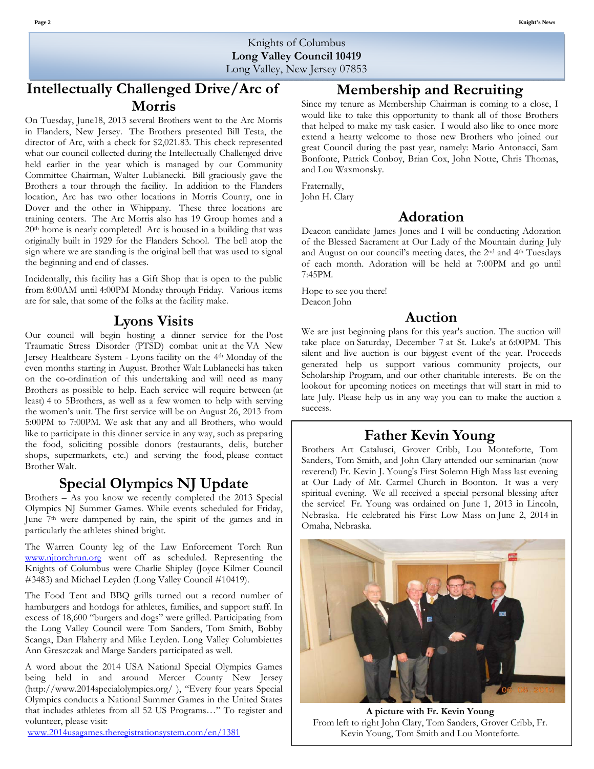Knights of Columbus
**Long Valley Council 10419**
Long Valley, New Jersey 07853

## Intellectually Challenged Drive/Arc of Morris

On Tuesday, June18, 2013 several Brothers went to the Arc Morris in Flanders, New Jersey. The Brothers presented Bill Testa, the director of Arc, with a check for $2,021.83. This check represented what our council collected during the Intellectually Challenged drive held earlier in the year which is managed by our Community Committee Chairman, Walter Lublanecki. Bill graciously gave the Brothers a tour through the facility. In addition to the Flanders location, Arc has two other locations in Morris County, one in Dover and the other in Whippany. These three locations are training centers. The Arc Morris also has 19 Group homes and a 20th home is nearly completed! Arc is housed in a building that was originally built in 1929 for the Flanders School. The bell atop the sign where we are standing is the original bell that was used to signal the beginning and end of classes.

Incidentally, this facility has a Gift Shop that is open to the public from 8:00AM until 4:00PM Monday through Friday. Various items are for sale, that some of the folks at the facility make.

## Lyons Visits

Our council will begin hosting a dinner service for the Post Traumatic Stress Disorder (PTSD) combat unit at the VA New Jersey Healthcare System - Lyons facility on the 4th Monday of the even months starting in August. Brother Walt Lublanecki has taken on the co-ordination of this undertaking and will need as many Brothers as possible to help. Each service will require between (at least) 4 to 5Brothers, as well as a few women to help with serving the women's unit. The first service will be on August 26, 2013 from 5:00PM to 7:00PM. We ask that any and all Brothers, who would like to participate in this dinner service in any way, such as preparing the food, soliciting possible donors (restaurants, delis, butcher shops, supermarkets, etc.) and serving the food, please contact Brother Walt.

## Special Olympics NJ Update

Brothers – As you know we recently completed the 2013 Special Olympics NJ Summer Games. While events scheduled for Friday, June 7th were dampened by rain, the spirit of the games and in particularly the athletes shined bright.

The Warren County leg of the Law Enforcement Torch Run www.njtorchrun.org went off as scheduled. Representing the Knights of Columbus were Charlie Shipley (Joyce Kilmer Council #3483) and Michael Leyden (Long Valley Council #10419).

The Food Tent and BBQ grills turned out a record number of hamburgers and hotdogs for athletes, families, and support staff. In excess of 18,600 "burgers and dogs" were grilled. Participating from the Long Valley Council were Tom Sanders, Tom Smith, Bobby Scanga, Dan Flaherty and Mike Leyden. Long Valley Columbiettes Ann Greszczak and Marge Sanders participated as well.

A word about the 2014 USA National Special Olympics Games being held in and around Mercer County New Jersey (http://www.2014specialolympics.org/ ), "Every four years Special Olympics conducts a National Summer Games in the United States that includes athletes from all 52 US Programs…" To register and volunteer, please visit:
www.2014usagames.theregistrationsystem.com/en/1381

## Membership and Recruiting

Since my tenure as Membership Chairman is coming to a close, I would like to take this opportunity to thank all of those Brothers that helped to make my task easier. I would also like to once more extend a hearty welcome to those new Brothers who joined our great Council during the past year, namely: Mario Antonacci, Sam Bonfonte, Patrick Conboy, Brian Cox, John Notte, Chris Thomas, and Lou Waxmonsky.

Fraternally,
John H. Clary

## Adoration

Deacon candidate James Jones and I will be conducting Adoration of the Blessed Sacrament at Our Lady of the Mountain during July and August on our council's meeting dates, the 2nd and 4th Tuesdays of each month. Adoration will be held at 7:00PM and go until 7:45PM.

Hope to see you there!
Deacon John

## Auction

We are just beginning plans for this year's auction. The auction will take place on Saturday, December 7 at St. Luke's at 6:00PM. This silent and live auction is our biggest event of the year. Proceeds generated help us support various community projects, our Scholarship Program, and our other charitable interests. Be on the lookout for upcoming notices on meetings that will start in mid to late July. Please help us in any way you can to make the auction a success.

## Father Kevin Young

Brothers Art Catalusci, Grover Cribb, Lou Monteforte, Tom Sanders, Tom Smith, and John Clary attended our seminarian (now reverend) Fr. Kevin J. Young's First Solemn High Mass last evening at Our Lady of Mt. Carmel Church in Boonton. It was a very spiritual evening. We all received a special personal blessing after the service! Fr. Young was ordained on June 1, 2013 in Lincoln, Nebraska. He celebrated his First Low Mass on June 2, 2014 in Omaha, Nebraska.

**A picture with Fr. Kevin Young**
From left to right John Clary, Tom Sanders, Grover Cribb, Fr. Kevin Young, Tom Smith and Lou Monteforte.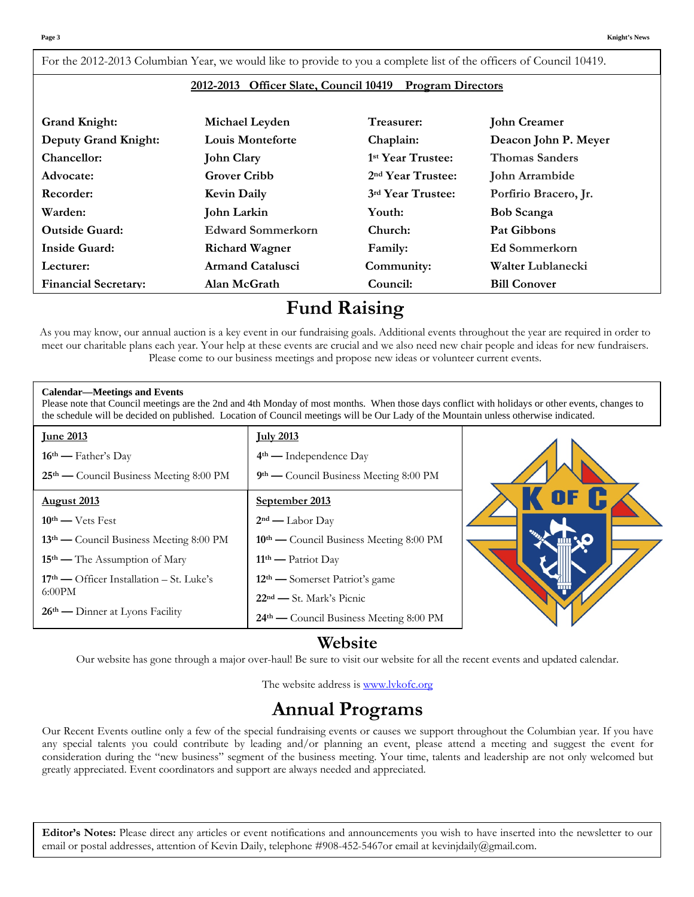For the 2012-2013 Columbian Year, we would like to provide to you a complete list of the officers of Council 10419.

**2012-2013 Officer Slate, Council 10419 Program Directors**

| | | | |
|---|---|---|---|
| **Grand Knight:** | **Michael Leyden** | **Treasurer:** | **John Creamer** |
| **Deputy Grand Knight:** | **Louis Monteforte** | **Chaplain:** | **Deacon John P. Meyer** |
| **Chancellor:** | **John Clary** | **1st Year Trustee:** | **Thomas Sanders** |
| **Advocate:** | **Grover Cribb** | **2nd Year Trustee:** | **John Arrambide** |
| **Recorder:** | **Kevin Daily** | **3rd Year Trustee:** | **Porfirio Bracero, Jr.** |
| **Warden:** | **John Larkin** | **Youth:** | **Bob Scanga** |
| **Outside Guard:** | **Edward Sommerkorn** | **Church:** | **Pat Gibbons** |
| **Inside Guard:** | **Richard Wagner** | **Family:** | **Ed Sommerkorn** |
| **Lecturer:** | **Armand Catalusci** | **Community:** | **Walter Lublanecki** |
| **Financial Secretary:** | **Alan McGrath** | **Council:** | **Bill Conover** |

# Fund Raising

As you may know, our annual auction is a key event in our fundraising goals. Additional events throughout the year are required in order to meet our charitable plans each year. Your help at these events are crucial and we also need new chair people and ideas for new fundraisers. Please come to our business meetings and propose new ideas or volunteer current events.

**Calendar—Meetings and Events**

Please note that Council meetings are the 2nd and 4th Monday of most months. When those days conflict with holidays or other events, changes to the schedule will be decided on published. Location of Council meetings will be Our Lady of the Mountain unless otherwise indicated.

**June 2013**

- **16th —** Father's Day
- **25th —** Council Business Meeting 8:00 PM

**July 2013**

- **4th —** Independence Day
- **9th —** Council Business Meeting 8:00 PM

**August 2013**

- **10th —** Vets Fest
- **13th —** Council Business Meeting 8:00 PM
- **15th —** The Assumption of Mary
- **17th —** Officer Installation – St. Luke's 6:00PM
- **26th —** Dinner at Lyons Facility

**September 2013**

- **2nd —** Labor Day
- **10th —** Council Business Meeting 8:00 PM
- **11th —** Patriot Day
- **12th —** Somerset Patriot's game
- **22nd —** St. Mark's Picnic
- **24th —** Council Business Meeting 8:00 PM

# Website

Our website has gone through a major over-haul! Be sure to visit our website for all the recent events and updated calendar.

The website address is www.lvkofc.org

# Annual Programs

Our Recent Events outline only a few of the special fundraising events or causes we support throughout the Columbian year. If you have any special talents you could contribute by leading and/or planning an event, please attend a meeting and suggest the event for consideration during the "new business" segment of the business meeting. Your time, talents and leadership are not only welcomed but greatly appreciated. Event coordinators and support are always needed and appreciated.

**Editor's Notes:** Please direct any articles or event notifications and announcements you wish to have inserted into the newsletter to our email or postal addresses, attention of Kevin Daily, telephone #908-452-5467or email at kevinjdaily@gmail.com.